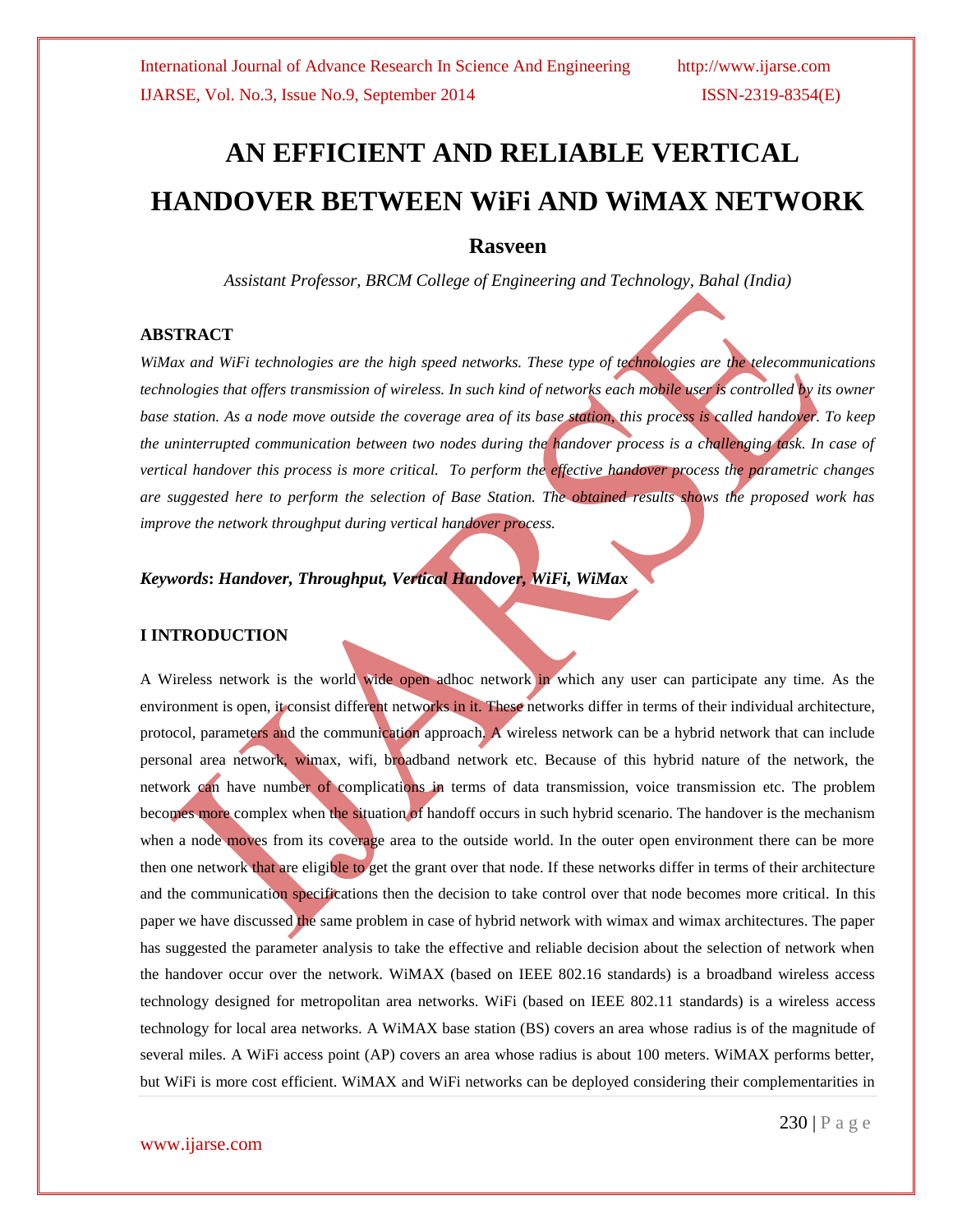# AN EFFICIENT AND RELIABLE VERTICAL HANDOVER BETWEEN WiFi AND WiMAX NETWORK

## Rasveen

*Assistant Professor, BRCM College of Engineering and Technology, Bahal (India)*

### ABSTRACT

*WiMax and WiFi technologies are the high speed networks. These type of technologies are the telecommunications technologies that offers transmission of wireless. In such kind of networks each mobile user is controlled by its owner base station. As a node move outside the coverage area of its base station, this process is called handover. To keep the uninterrupted communication between two nodes during the handover process is a challenging task. In case of vertical handover this process is more critical. To perform the effective handover process the parametric changes are suggested here to perform the selection of Base Station. The obtained results shows the proposed work has improve the network throughput during vertical handover process.*

***Keywords*: *Handover, Throughput, Vertical Handover, WiFi, WiMax***

### I INTRODUCTION

A Wireless network is the world wide open adhoc network in which any user can participate any time. As the environment is open, it consist different networks in it. These networks differ in terms of their individual architecture, protocol, parameters and the communication approach. A wireless network can be a hybrid network that can include personal area network, wimax, wifi, broadband network etc. Because of this hybrid nature of the network, the network can have number of complications in terms of data transmission, voice transmission etc. The problem becomes more complex when the situation of handoff occurs in such hybrid scenario. The handover is the mechanism when a node moves from its coverage area to the outside world. In the outer open environment there can be more then one network that are eligible to get the grant over that node. If these networks differ in terms of their architecture and the communication specifications then the decision to take control over that node becomes more critical. In this paper we have discussed the same problem in case of hybrid network with wimax and wimax architectures. The paper has suggested the parameter analysis to take the effective and reliable decision about the selection of network when the handover occur over the network. WiMAX (based on IEEE 802.16 standards) is a broadband wireless access technology designed for metropolitan area networks. WiFi (based on IEEE 802.11 standards) is a wireless access technology for local area networks. A WiMAX base station (BS) covers an area whose radius is of the magnitude of several miles. A WiFi access point (AP) covers an area whose radius is about 100 meters. WiMAX performs better, but WiFi is more cost efficient. WiMAX and WiFi networks can be deployed considering their complementarities in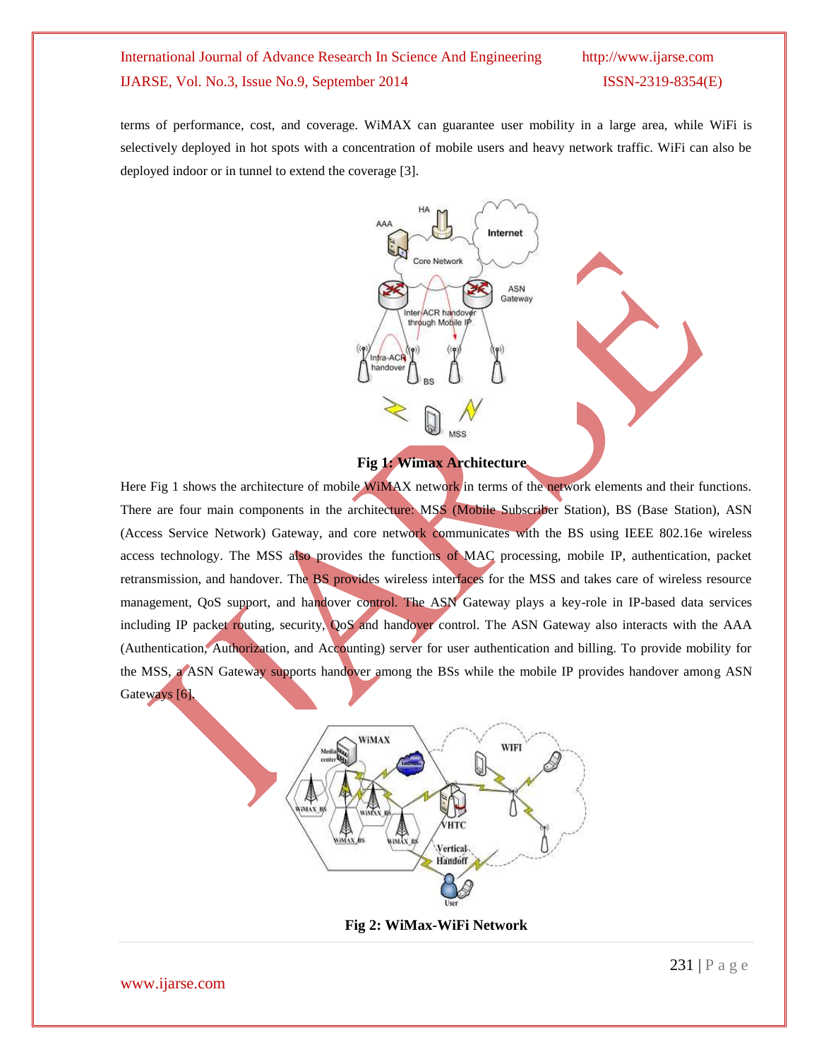terms of performance, cost, and coverage. WiMAX can guarantee user mobility in a large area, while WiFi is selectively deployed in hot spots with a concentration of mobile users and heavy network traffic. WiFi can also be deployed indoor or in tunnel to extend the coverage [3].

**Fig 1: Wimax Architecture**

Here Fig 1 shows the architecture of mobile WiMAX network in terms of the network elements and their functions. There are four main components in the architecture: MSS (Mobile Subscriber Station), BS (Base Station), ASN (Access Service Network) Gateway, and core network communicates with the BS using IEEE 802.16e wireless access technology. The MSS also provides the functions of MAC processing, mobile IP, authentication, packet retransmission, and handover. The BS provides wireless interfaces for the MSS and takes care of wireless resource management, QoS support, and handover control. The ASN Gateway plays a key-role in IP-based data services including IP packet routing, security, QoS and handover control. The ASN Gateway also interacts with the AAA (Authentication, Authorization, and Accounting) server for user authentication and billing. To provide mobility for the MSS, a ASN Gateway supports handover among the BSs while the mobile IP provides handover among ASN Gateways [6].

**Fig 2: WiMax-WiFi Network**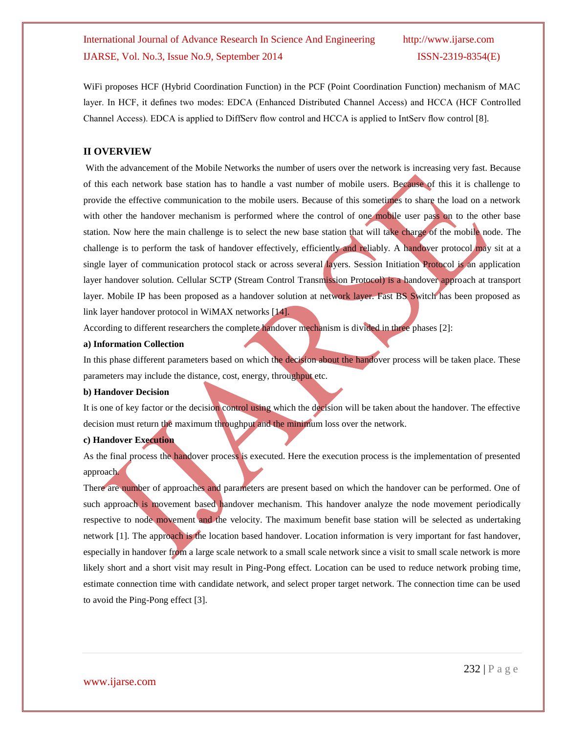WiFi proposes HCF (Hybrid Coordination Function) in the PCF (Point Coordination Function) mechanism of MAC layer. In HCF, it defines two modes: EDCA (Enhanced Distributed Channel Access) and HCCA (HCF Controlled Channel Access). EDCA is applied to DiffServ flow control and HCCA is applied to IntServ flow control [8].

## II OVERVIEW

With the advancement of the Mobile Networks the number of users over the network is increasing very fast. Because of this each network base station has to handle a vast number of mobile users. Because of this it is challenge to provide the effective communication to the mobile users. Because of this sometimes to share the load on a network with other the handover mechanism is performed where the control of one mobile user pass on to the other base station. Now here the main challenge is to select the new base station that will take charge of the mobile node. The challenge is to perform the task of handover effectively, efficiently and reliably. A handover protocol may sit at a single layer of communication protocol stack or across several layers. Session Initiation Protocol is an application layer handover solution. Cellular SCTP (Stream Control Transmission Protocol) is a handover approach at transport layer. Mobile IP has been proposed as a handover solution at network layer. Fast BS Switch has been proposed as link layer handover protocol in WiMAX networks [14].

According to different researchers the complete handover mechanism is divided in three phases [2]:

**a) Information Collection**

In this phase different parameters based on which the decision about the handover process will be taken place. These parameters may include the distance, cost, energy, throughput etc.

**b) Handover Decision**

It is one of key factor or the decision control using which the decision will be taken about the handover. The effective decision must return the maximum throughput and the minimum loss over the network.

**c) Handover Execution**

As the final process the handover process is executed. Here the execution process is the implementation of presented approach.

There are number of approaches and parameters are present based on which the handover can be performed. One of such approach is movement based handover mechanism. This handover analyze the node movement periodically respective to node movement and the velocity. The maximum benefit base station will be selected as undertaking network [1]. The approach is the location based handover. Location information is very important for fast handover, especially in handover from a large scale network to a small scale network since a visit to small scale network is more likely short and a short visit may result in Ping-Pong effect. Location can be used to reduce network probing time, estimate connection time with candidate network, and select proper target network. The connection time can be used to avoid the Ping-Pong effect [3].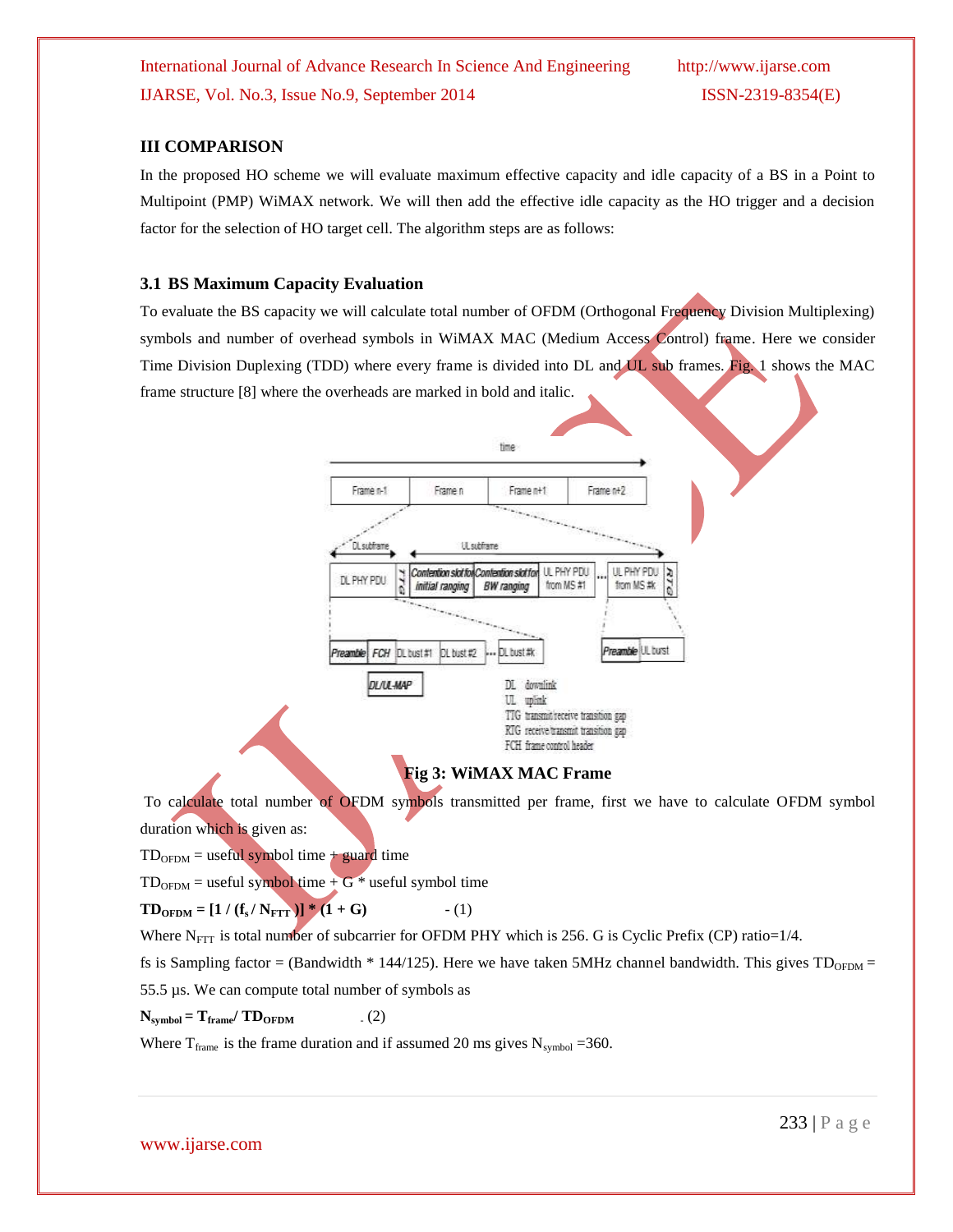## III COMPARISON

In the proposed HO scheme we will evaluate maximum effective capacity and idle capacity of a BS in a Point to Multipoint (PMP) WiMAX network. We will then add the effective idle capacity as the HO trigger and a decision factor for the selection of HO target cell. The algorithm steps are as follows:

### 3.1 BS Maximum Capacity Evaluation

To evaluate the BS capacity we will calculate total number of OFDM (Orthogonal Frequency Division Multiplexing) symbols and number of overhead symbols in WiMAX MAC (Medium Access Control) frame. Here we consider Time Division Duplexing (TDD) where every frame is divided into DL and UL sub frames. Fig. 1 shows the MAC frame structure [8] where the overheads are marked in bold and italic.

**Fig 3: WiMAX MAC Frame**

To calculate total number of OFDM symbols transmitted per frame, first we have to calculate OFDM symbol duration which is given as:

$TD_{OFDM}$ = useful symbol time + guard time

$TD_{OFDM}$ = useful symbol time + G * useful symbol time

$$\mathbf{TD_{OFDM} = [1 / (f_s / N_{FTT})] * (1 + G)} \quad - (1)$$

Where $N_{FTT}$ is total number of subcarrier for OFDM PHY which is 256. G is Cyclic Prefix (CP) ratio=1/4.

fs is Sampling factor = (Bandwidth * 144/125). Here we have taken 5MHz channel bandwidth. This gives $TD_{OFDM}$ = 55.5 µs. We can compute total number of symbols as

$$\mathbf{N_{symbol} = T_{frame} / TD_{OFDM}} \quad - (2)$$

Where $T_{frame}$ is the frame duration and if assumed 20 ms gives $N_{symbol}$ =360.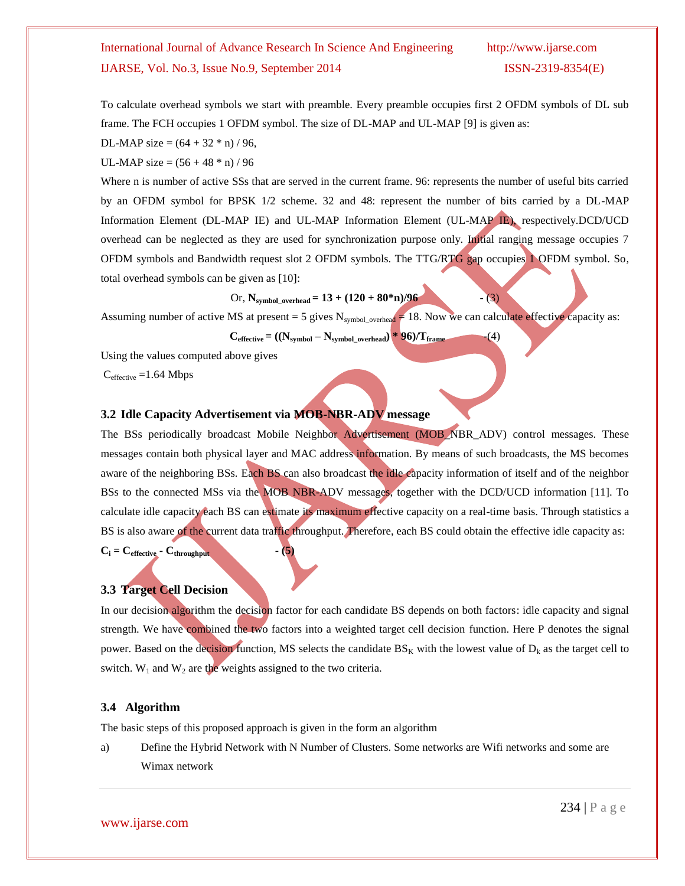To calculate overhead symbols we start with preamble. Every preamble occupies first 2 OFDM symbols of DL sub frame. The FCH occupies 1 OFDM symbol. The size of DL-MAP and UL-MAP [9] is given as:

DL-MAP size = (64 + 32 * n) / 96,

UL-MAP size = (56 + 48 * n) / 96

Where n is number of active SSs that are served in the current frame. 96: represents the number of useful bits carried by an OFDM symbol for BPSK 1/2 scheme. 32 and 48: represent the number of bits carried by a DL-MAP Information Element (DL-MAP IE) and UL-MAP Information Element (UL-MAP IE), respectively.DCD/UCD overhead can be neglected as they are used for synchronization purpose only. Initial ranging message occupies 7 OFDM symbols and Bandwidth request slot 2 OFDM symbols. The TTG/RTG gap occupies 1 OFDM symbol. So, total overhead symbols can be given as [10]:

$$\text{Or, } \mathbf{N_{symbol\_overhead} = 13 + (120 + 80*n)/96} \qquad \text{- (3)}$$

Assuming number of active MS at present = 5 gives $N_{symbol\_overhead}$ = 18. Now we can calculate effective capacity as:

$$\mathbf{C_{effective} = ((N_{symbol} - N_{symbol\_overhead}) * 96)/T_{frame}} \qquad \text{-(4)}$$

Using the values computed above gives

$C_{effective}$ =1.64 Mbps

### 3.2 Idle Capacity Advertisement via MOB-NBR-ADV message

The BSs periodically broadcast Mobile Neighbor Advertisement (MOB_NBR_ADV) control messages. These messages contain both physical layer and MAC address information. By means of such broadcasts, the MS becomes aware of the neighboring BSs. Each BS can also broadcast the idle capacity information of itself and of the neighbor BSs to the connected MSs via the MOB NBR-ADV messages, together with the DCD/UCD information [11]. To calculate idle capacity each BS can estimate its maximum effective capacity on a real-time basis. Through statistics a BS is also aware of the current data traffic throughput. Therefore, each BS could obtain the effective idle capacity as:

$$\mathbf{C_i = C_{effective} - C_{throughput}} \qquad \textbf{- (5)}$$

### 3.3 Target Cell Decision

In our decision algorithm the decision factor for each candidate BS depends on both factors: idle capacity and signal strength. We have combined the two factors into a weighted target cell decision function. Here P denotes the signal power. Based on the decision function, MS selects the candidate $BS_K$ with the lowest value of $D_k$ as the target cell to switch. $W_1$ and $W_2$ are the weights assigned to the two criteria.

### 3.4 Algorithm

The basic steps of this proposed approach is given in the form an algorithm

a) Define the Hybrid Network with N Number of Clusters. Some networks are Wifi networks and some are Wimax network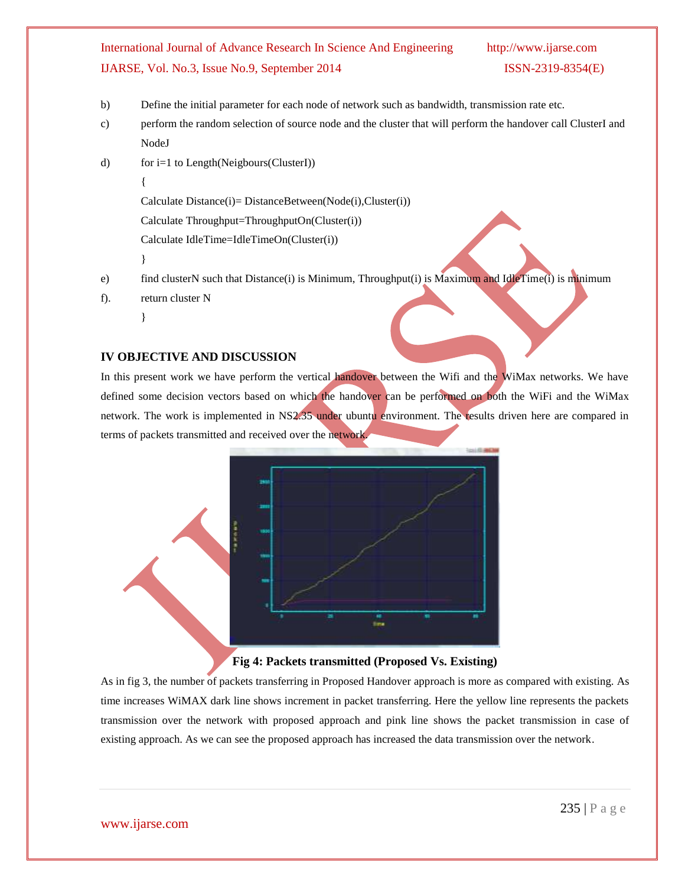b) Define the initial parameter for each node of network such as bandwidth, transmission rate etc.

c) perform the random selection of source node and the cluster that will perform the handover call ClusterI and NodeJ

d) for i=1 to Length(Neigbours(ClusterI))

```
{
Calculate Distance(i)= DistanceBetween(Node(i),Cluster(i))
Calculate Throughput=ThroughputOn(Cluster(i))
Calculate IdleTime=IdleTimeOn(Cluster(i))
}
```

e) find clusterN such that Distance(i) is Minimum, Throughput(i) is Maximum and IdleTime(i) is minimum

f). return cluster N

}

## IV OBJECTIVE AND DISCUSSION

In this present work we have perform the vertical handover between the Wifi and the WiMax networks. We have defined some decision vectors based on which the handover can be performed on both the WiFi and the WiMax network. The work is implemented in NS2.35 under ubuntu environment. The results driven here are compared in terms of packets transmitted and received over the network.

**Fig 4: Packets transmitted (Proposed Vs. Existing)**

As in fig 3, the number of packets transferring in Proposed Handover approach is more as compared with existing. As time increases WiMAX dark line shows increment in packet transferring. Here the yellow line represents the packets transmission over the network with proposed approach and pink line shows the packet transmission in case of existing approach. As we can see the proposed approach has increased the data transmission over the network.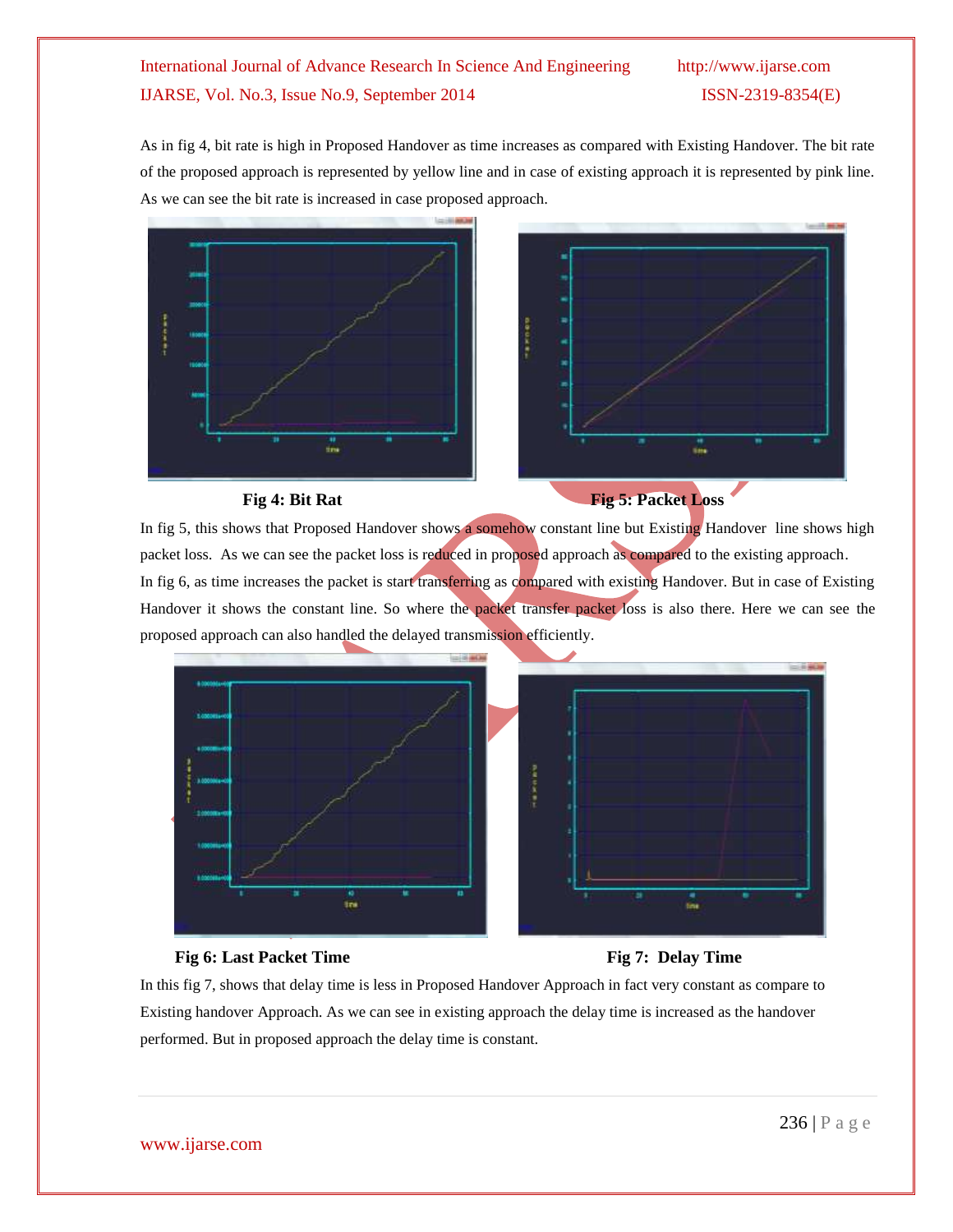As in fig 4, bit rate is high in Proposed Handover as time increases as compared with Existing Handover. The bit rate of the proposed approach is represented by yellow line and in case of existing approach it is represented by pink line. As we can see the bit rate is increased in case proposed approach.

**Fig 4: Bit Rat**

**Fig 5: Packet Loss**

In fig 5, this shows that Proposed Handover shows a somehow constant line but Existing Handover line shows high packet loss. As we can see the packet loss is reduced in proposed approach as compared to the existing approach.

In fig 6, as time increases the packet is start transferring as compared with existing Handover. But in case of Existing Handover it shows the constant line. So where the packet transfer packet loss is also there. Here we can see the proposed approach can also handled the delayed transmission efficiently.

**Fig 6: Last Packet Time**

**Fig 7: Delay Time**

In this fig 7, shows that delay time is less in Proposed Handover Approach in fact very constant as compare to Existing handover Approach. As we can see in existing approach the delay time is increased as the handover performed. But in proposed approach the delay time is constant.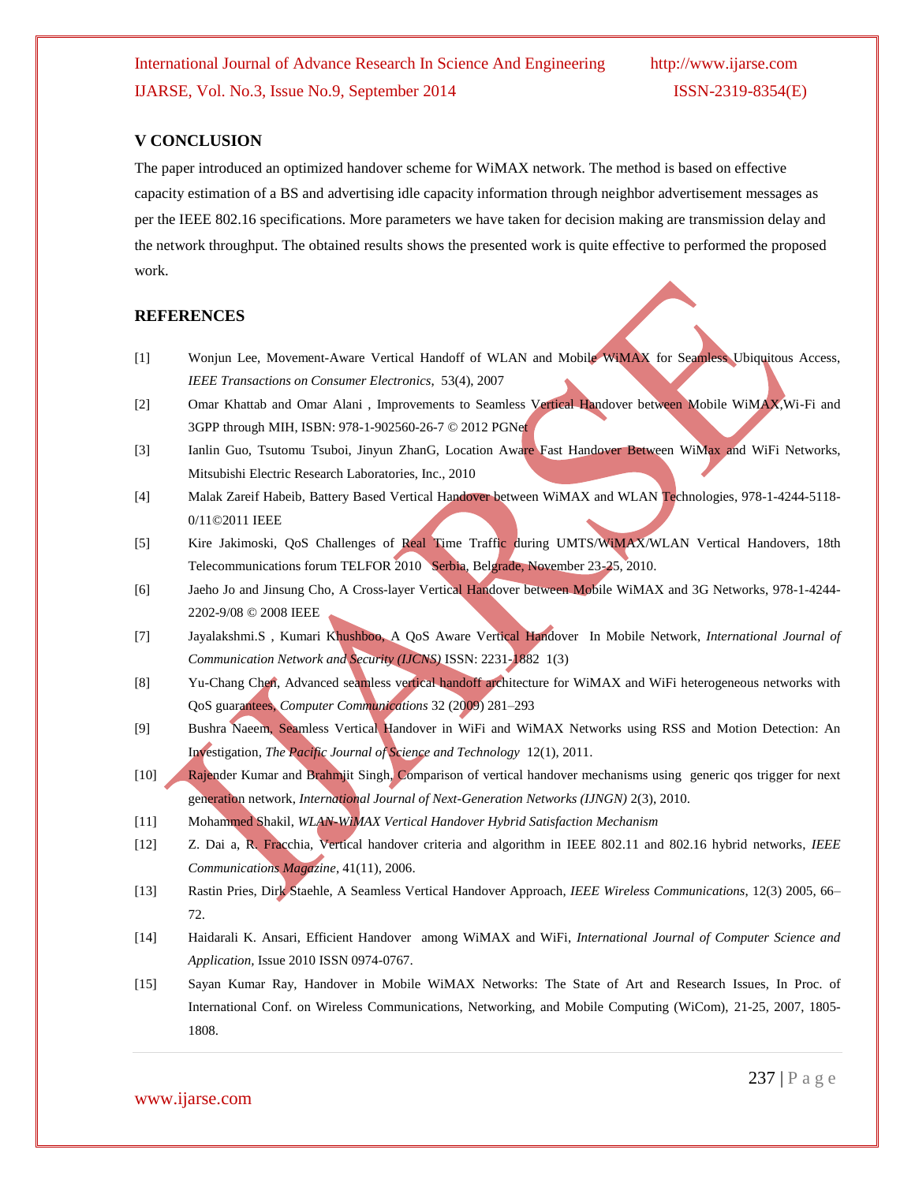## V CONCLUSION

The paper introduced an optimized handover scheme for WiMAX network. The method is based on effective capacity estimation of a BS and advertising idle capacity information through neighbor advertisement messages as per the IEEE 802.16 specifications. More parameters we have taken for decision making are transmission delay and the network throughput. The obtained results shows the presented work is quite effective to performed the proposed work.

## REFERENCES

[1] Wonjun Lee, Movement-Aware Vertical Handoff of WLAN and Mobile WiMAX for Seamless Ubiquitous Access, *IEEE Transactions on Consumer Electronics*, 53(4), 2007

[2] Omar Khattab and Omar Alani , Improvements to Seamless Vertical Handover between Mobile WiMAX,Wi-Fi and 3GPP through MIH, ISBN: 978-1-902560-26-7 © 2012 PGNet

[3] Ianlin Guo, Tsutomu Tsuboi, Jinyun ZhanG, Location Aware Fast Handover Between WiMax and WiFi Networks, Mitsubishi Electric Research Laboratories, Inc., 2010

[4] Malak Zareif Habeib, Battery Based Vertical Handover between WiMAX and WLAN Technologies, 978-1-4244-5118-0/11©2011 IEEE

[5] Kire Jakimoski, QoS Challenges of Real Time Traffic during UMTS/WiMAX/WLAN Vertical Handovers, 18th Telecommunications forum TELFOR 2010 Serbia, Belgrade, November 23-25, 2010.

[6] Jaeho Jo and Jinsung Cho, A Cross-layer Vertical Handover between Mobile WiMAX and 3G Networks, 978-1-4244-2202-9/08 © 2008 IEEE

[7] Jayalakshmi.S , Kumari Khushboo, A QoS Aware Vertical Handover In Mobile Network, *International Journal of Communication Network and Security (IJCNS)* ISSN: 2231-1882 1(3)

[8] Yu-Chang Chen, Advanced seamless vertical handoff architecture for WiMAX and WiFi heterogeneous networks with QoS guarantees, *Computer Communications* 32 (2009) 281–293

[9] Bushra Naeem, Seamless Vertical Handover in WiFi and WiMAX Networks using RSS and Motion Detection: An Investigation, *The Pacific Journal of Science and Technology* 12(1), 2011.

[10] Rajender Kumar and Brahmjit Singh, Comparison of vertical handover mechanisms using generic qos trigger for next generation network, *International Journal of Next-Generation Networks (IJNGN)* 2(3), 2010.

[11] Mohammed Shakil, *WLAN-WiMAX Vertical Handover Hybrid Satisfaction Mechanism*

[12] Z. Dai a, R. Fracchia, Vertical handover criteria and algorithm in IEEE 802.11 and 802.16 hybrid networks, *IEEE Communications Magazine*, 41(11), 2006.

[13] Rastin Pries, Dirk Staehle, A Seamless Vertical Handover Approach, *IEEE Wireless Communications*, 12(3) 2005, 66–72.

[14] Haidarali K. Ansari, Efficient Handover among WiMAX and WiFi, *International Journal of Computer Science and Application*, Issue 2010 ISSN 0974-0767.

[15] Sayan Kumar Ray, Handover in Mobile WiMAX Networks: The State of Art and Research Issues, In Proc. of International Conf. on Wireless Communications, Networking, and Mobile Computing (WiCom), 21-25, 2007, 1805-1808.